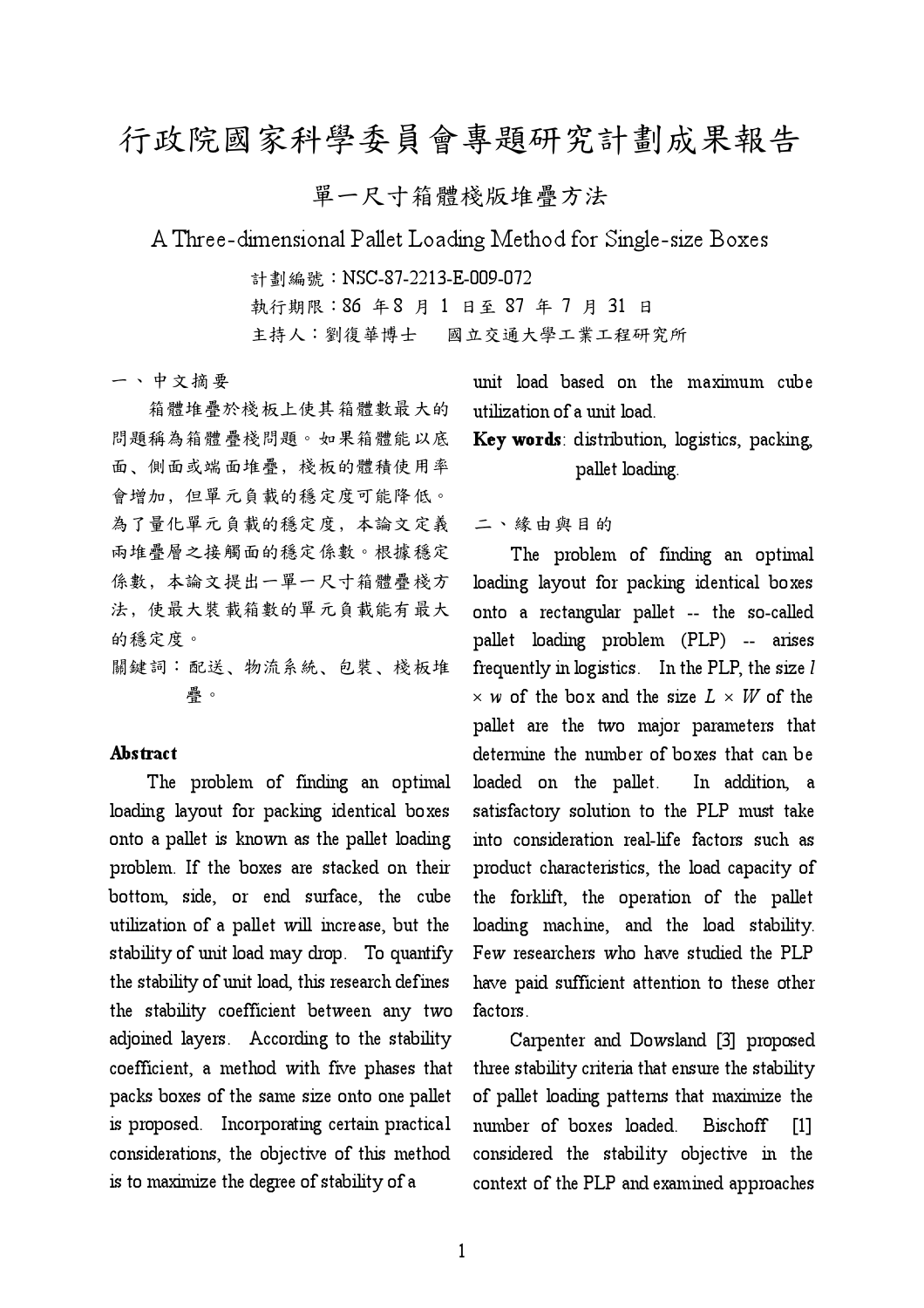# 行政院國家科學委員會專題研究計劃成果報告

## 單一尺寸箱體棧版堆疊方法

## A Three-dimensional Pallet Loading Method for Single-size Boxes

計劃編號：NSC-87-2213-E-009-072
執行期限：86 年 8 月 1 日至 87 年 7 月 31 日
主持人：劉復華博士　國立交通大學工業工程研究所

### 一、中文摘要

箱體堆疊於棧板上使其箱體數最大的問題稱為箱體疊棧問題。如果箱體能以底面、側面或端面堆疊，棧板的體積使用率會增加，但單元負載的穩定度可能降低。為了量化單元負載的穩定度，本論文定義兩堆疊層之接觸面的穩定係數。根據穩定係數，本論文提出一單一尺寸箱體疊棧方法，使最大裝載箱數的單元負載能有最大的穩定度。

關鍵詞：配送、物流系統、包裝、棧板堆疊。

### Abstract

The problem of finding an optimal loading layout for packing identical boxes onto a pallet is known as the pallet loading problem. If the boxes are stacked on their bottom, side, or end surface, the cube utilization of a pallet will increase, but the stability of unit load may drop. To quantify the stability of unit load, this research defines the stability coefficient between any two adjoined layers. According to the stability coefficient, a method with five phases that packs boxes of the same size onto one pallet is proposed. Incorporating certain practical considerations, the objective of this method is to maximize the degree of stability of a unit load based on the maximum cube utilization of a unit load.

**Key words**: distribution, logistics, packing, pallet loading.

### 二、緣由與目的

The problem of finding an optimal loading layout for packing identical boxes onto a rectangular pallet -- the so-called pallet loading problem (PLP) -- arises frequently in logistics. In the PLP, the size $l \times w$ of the box and the size $L \times W$ of the pallet are the two major parameters that determine the number of boxes that can be loaded on the pallet. In addition, a satisfactory solution to the PLP must take into consideration real-life factors such as product characteristics, the load capacity of the forklift, the operation of the pallet loading machine, and the load stability. Few researchers who have studied the PLP have paid sufficient attention to these other factors.

Carpenter and Dowsland [3] proposed three stability criteria that ensure the stability of pallet loading patterns that maximize the number of boxes loaded. Bischoff [1] considered the stability objective in the context of the PLP and examined approaches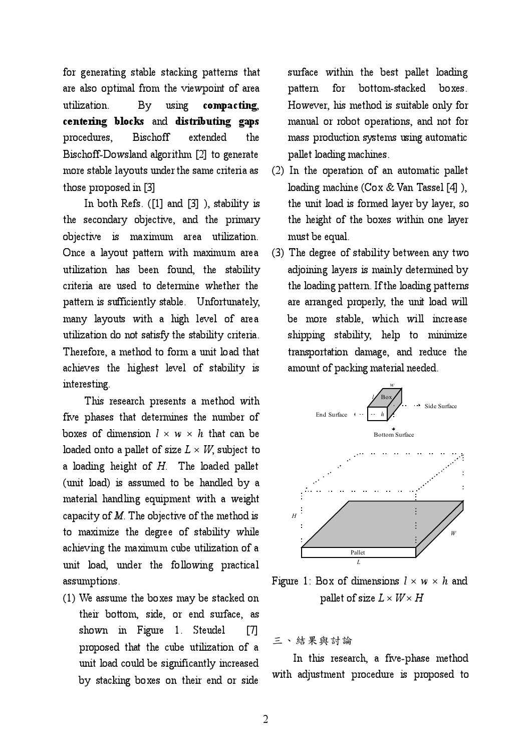for generating stable stacking patterns that are also optimal from the viewpoint of area utilization. By using **compacting**, **centering blocks** and **distributing gaps** procedures, Bischoff extended the Bischoff-Dowsland algorithm [2] to generate more stable layouts under the same criteria as those proposed in [3]

In both Refs. ([1] and [3] ), stability is the secondary objective, and the primary objective is maximum area utilization. Once a layout pattern with maximum area utilization has been found, the stability criteria are used to determine whether the pattern is sufficiently stable. Unfortunately, many layouts with a high level of area utilization do not satisfy the stability criteria. Therefore, a method to form a unit load that achieves the highest level of stability is interesting.

This research presents a method with five phases that determines the number of boxes of dimension $l \times w \times h$ that can be loaded onto a pallet of size $L \times W$, subject to a loading height of $H$. The loaded pallet (unit load) is assumed to be handled by a material handling equipment with a weight capacity of $M$. The objective of the method is to maximize the degree of stability while achieving the maximum cube utilization of a unit load, under the following practical assumptions.

(1) We assume the boxes may be stacked on their bottom, side, or end surface, as shown in Figure 1. Steudel [7] proposed that the cube utilization of a unit load could be significantly increased by stacking boxes on their end or side surface within the best pallet loading pattern for bottom-stacked boxes. However, his method is suitable only for manual or robot operations, and not for mass production systems using automatic pallet loading machines.

(2) In the operation of an automatic pallet loading machine (Cox & Van Tassel [4] ), the unit load is formed layer by layer, so the height of the boxes within one layer must be equal.

(3) The degree of stability between any two adjoining layers is mainly determined by the loading pattern. If the loading patterns are arranged properly, the unit load will be more stable, which will increase shipping stability, help to minimize transportation damage, and reduce the amount of packing material needed.

Figure 1: Box of dimensions $l \times w \times h$ and pallet of size $L \times W \times H$

## 三、結果與討論

In this research, a five-phase method with adjustment procedure is proposed to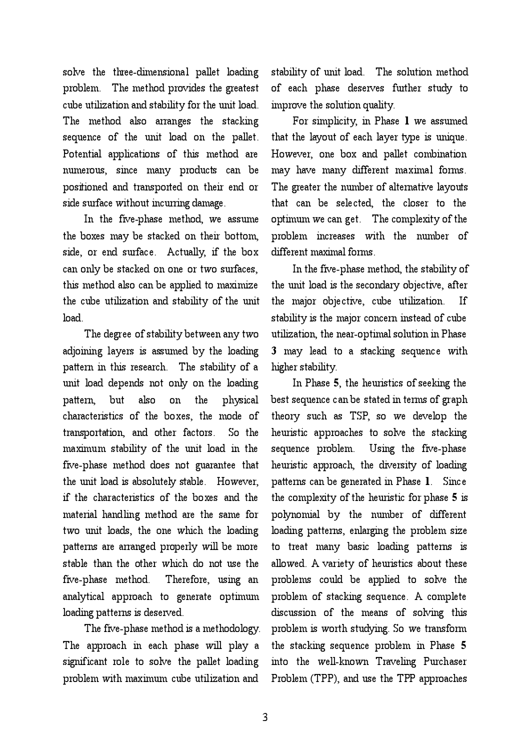solve the three-dimensional pallet loading problem. The method provides the greatest cube utilization and stability for the unit load. The method also arranges the stacking sequence of the unit load on the pallet. Potential applications of this method are numerous, since many products can be positioned and transported on their end or side surface without incurring damage.

In the five-phase method, we assume the boxes may be stacked on their bottom, side, or end surface. Actually, if the box can only be stacked on one or two surfaces, this method also can be applied to maximize the cube utilization and stability of the unit load.

The degree of stability between any two adjoining layers is assumed by the loading pattern in this research. The stability of a unit load depends not only on the loading pattern, but also on the physical characteristics of the boxes, the mode of transportation, and other factors. So the maximum stability of the unit load in the five-phase method does not guarantee that the unit load is absolutely stable. However, if the characteristics of the boxes and the material handling method are the same for two unit loads, the one which the loading patterns are arranged properly will be more stable than the other which do not use the five-phase method. Therefore, using an analytical approach to generate optimum loading patterns is deserved.

The five-phase method is a methodology. The approach in each phase will play a significant role to solve the pallet loading problem with maximum cube utilization and stability of unit load. The solution method of each phase deserves further study to improve the solution quality.

For simplicity, in Phase **1** we assumed that the layout of each layer type is unique. However, one box and pallet combination may have many different maximal forms. The greater the number of alternative layouts that can be selected, the closer to the optimum we can get. The complexity of the problem increases with the number of different maximal forms.

In the five-phase method, the stability of the unit load is the secondary objective, after the major objective, cube utilization. If stability is the major concern instead of cube utilization, the near-optimal solution in Phase **3** may lead to a stacking sequence with higher stability.

In Phase **5**, the heuristics of seeking the best sequence can be stated in terms of graph theory such as TSP, so we develop the heuristic approaches to solve the stacking sequence problem. Using the five-phase heuristic approach, the diversity of loading patterns can be generated in Phase **1**. Since the complexity of the heuristic for phase **5** is polynomial by the number of different loading patterns, enlarging the problem size to treat many basic loading patterns is allowed. A variety of heuristics about these problems could be applied to solve the problem of stacking sequence. A complete discussion of the means of solving this problem is worth studying. So we transform the stacking sequence problem in Phase **5** into the well-known Traveling Purchaser Problem (TPP), and use the TPP approaches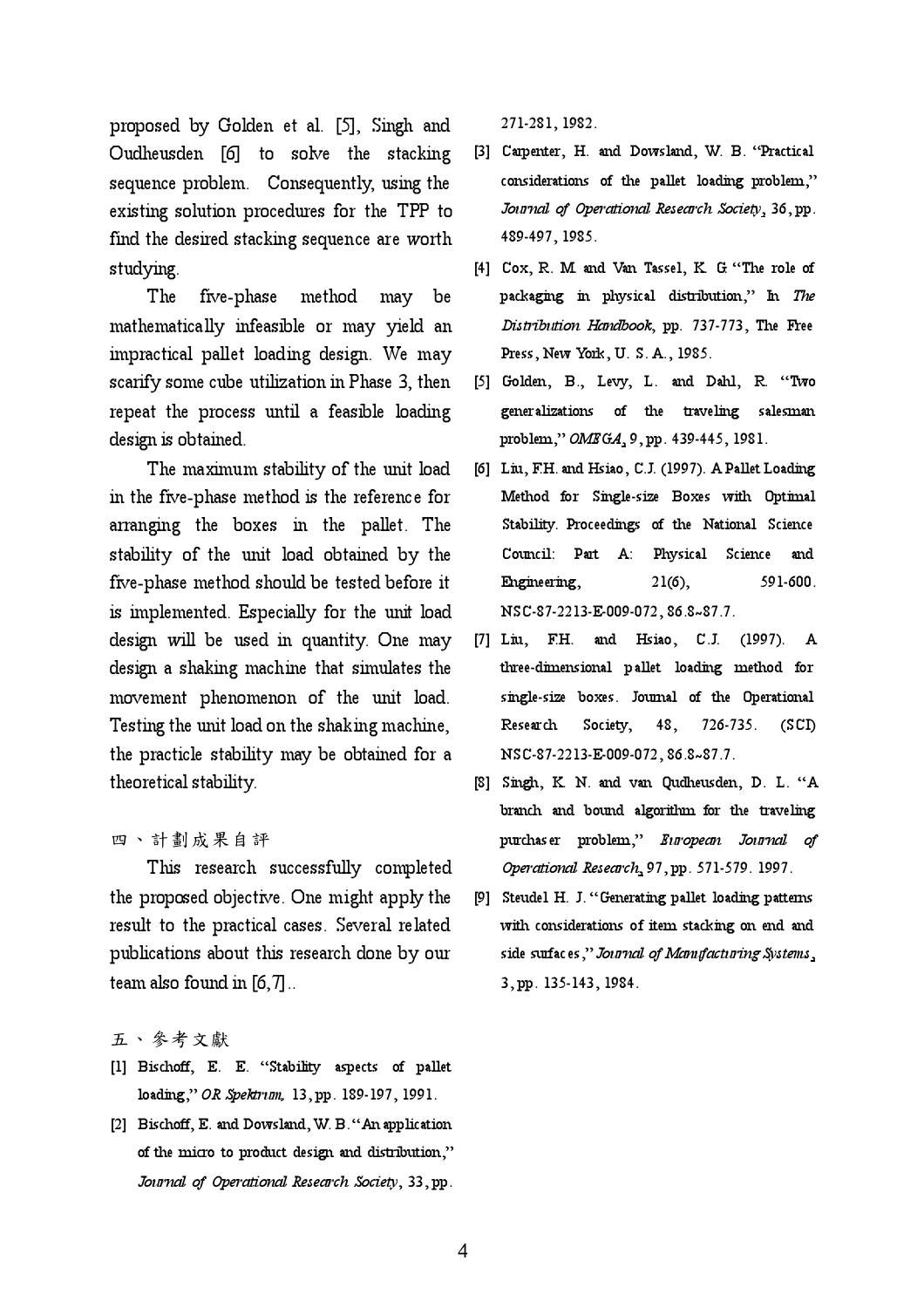proposed by Golden et al. [5], Singh and Oudheusden [6] to solve the stacking sequence problem. Consequently, using the existing solution procedures for the TPP to find the desired stacking sequence are worth studying.

The five-phase method may be mathematically infeasible or may yield an impractical pallet loading design. We may scarify some cube utilization in Phase 3, then repeat the process until a feasible loading design is obtained.

The maximum stability of the unit load in the five-phase method is the reference for arranging the boxes in the pallet. The stability of the unit load obtained by the five-phase method should be tested before it is implemented. Especially for the unit load design will be used in quantity. One may design a shaking machine that simulates the movement phenomenon of the unit load. Testing the unit load on the shaking machine, the practicle stability may be obtained for a theoretical stability.

## 四、計劃成果自評

This research successfully completed the proposed objective. One might apply the result to the practical cases. Several related publications about this research done by our team also found in [6,7]..

## 五、參考文獻

[1] Bischoff, E. E. "Stability aspects of pallet loading," *OR Spektrum*, 13, pp. 189-197, 1991.

[2] Bischoff, E. and Dowsland, W. B. "An application of the micro to product design and distribution," *Journal of Operational Research Society*, 33, pp. 271-281, 1982.

[3] Carpenter, H. and Dowsland, W. B. "Practical considerations of the pallet loading problem," *Journal of Operational Research Society*, 36, pp. 489-497, 1985.

[4] Cox, R. M. and Van Tassel, K. G. "The role of packaging in physical distribution," In *The Distribution Handbook*, pp. 737-773, The Free Press, New York, U. S. A., 1985.

[5] Golden, B., Levy, L. and Dahl, R. "Two generalizations of the traveling salesman problem," *OMEGA*, 9, pp. 439-445, 1981.

[6] Liu, F.H. and Hsiao, C.J. (1997). A Pallet Loading Method for Single-size Boxes with Optimal Stability. Proceedings of the National Science Council: Part A: Physical Science and Engineering, 21(6), 591-600. NSC-87-2213-E-009-072, 86.8~87.7.

[7] Liu, F.H. and Hsiao, C.J. (1997). A three-dimensional pallet loading method for single-size boxes. Journal of the Operational Research Society, 48, 726-735. (SCI) NSC-87-2213-E-009-072, 86.8~87.7.

[8] Singh, K. N. and van Qudheusden, D. L. "A branch and bound algorithm for the traveling purchaser problem," *European Journal of Operational Research*, 97, pp. 571-579. 1997.

[9] Steudel H. J. "Generating pallet loading patterns with considerations of item stacking on end and side surfaces," *Journal of Manufacturing Systems*, 3, pp. 135-143, 1984.